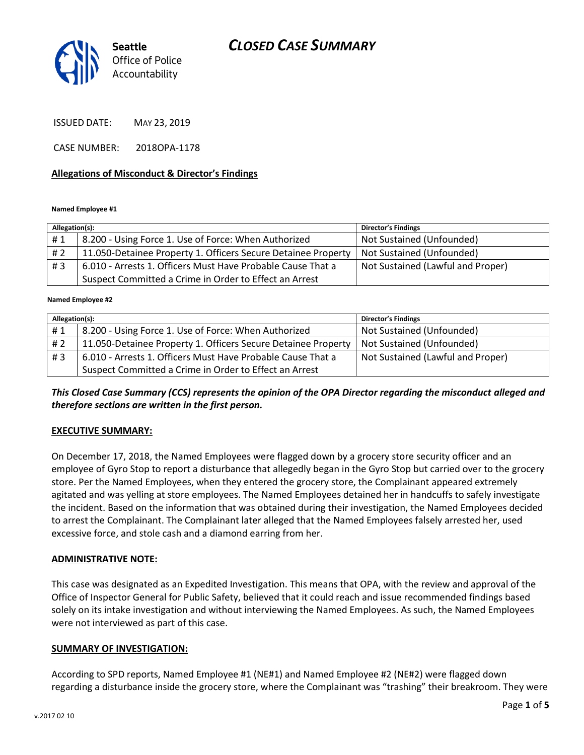Seattle Office of Police Accountability

# CLOSED CASE SUMMARY

ISSUED DATE: MAY 23, 2019

CASE NUMBER: 2018OPA-1178

## Allegations of Misconduct & Director's Findings

**Named Employee #1**

| Allegation(s): | | Director's Findings |
|---|---|---|
| # 1 | 8.200 - Using Force 1. Use of Force: When Authorized | Not Sustained (Unfounded) |
| # 2 | 11.050-Detainee Property 1. Officers Secure Detainee Property | Not Sustained (Unfounded) |
| # 3 | 6.010 - Arrests 1. Officers Must Have Probable Cause That a Suspect Committed a Crime in Order to Effect an Arrest | Not Sustained (Lawful and Proper) |

**Named Employee #2**

| Allegation(s): | | Director's Findings |
|---|---|---|
| # 1 | 8.200 - Using Force 1. Use of Force: When Authorized | Not Sustained (Unfounded) |
| # 2 | 11.050-Detainee Property 1. Officers Secure Detainee Property | Not Sustained (Unfounded) |
| # 3 | 6.010 - Arrests 1. Officers Must Have Probable Cause That a Suspect Committed a Crime in Order to Effect an Arrest | Not Sustained (Lawful and Proper) |

***This Closed Case Summary (CCS) represents the opinion of the OPA Director regarding the misconduct alleged and therefore sections are written in the first person.***

**EXECUTIVE SUMMARY:**

On December 17, 2018, the Named Employees were flagged down by a grocery store security officer and an employee of Gyro Stop to report a disturbance that allegedly began in the Gyro Stop but carried over to the grocery store. Per the Named Employees, when they entered the grocery store, the Complainant appeared extremely agitated and was yelling at store employees. The Named Employees detained her in handcuffs to safely investigate the incident. Based on the information that was obtained during their investigation, the Named Employees decided to arrest the Complainant. The Complainant later alleged that the Named Employees falsely arrested her, used excessive force, and stole cash and a diamond earring from her.

**ADMINISTRATIVE NOTE:**

This case was designated as an Expedited Investigation. This means that OPA, with the review and approval of the Office of Inspector General for Public Safety, believed that it could reach and issue recommended findings based solely on its intake investigation and without interviewing the Named Employees. As such, the Named Employees were not interviewed as part of this case.

**SUMMARY OF INVESTIGATION:**

According to SPD reports, Named Employee #1 (NE#1) and Named Employee #2 (NE#2) were flagged down regarding a disturbance inside the grocery store, where the Complainant was "trashing" their breakroom. They were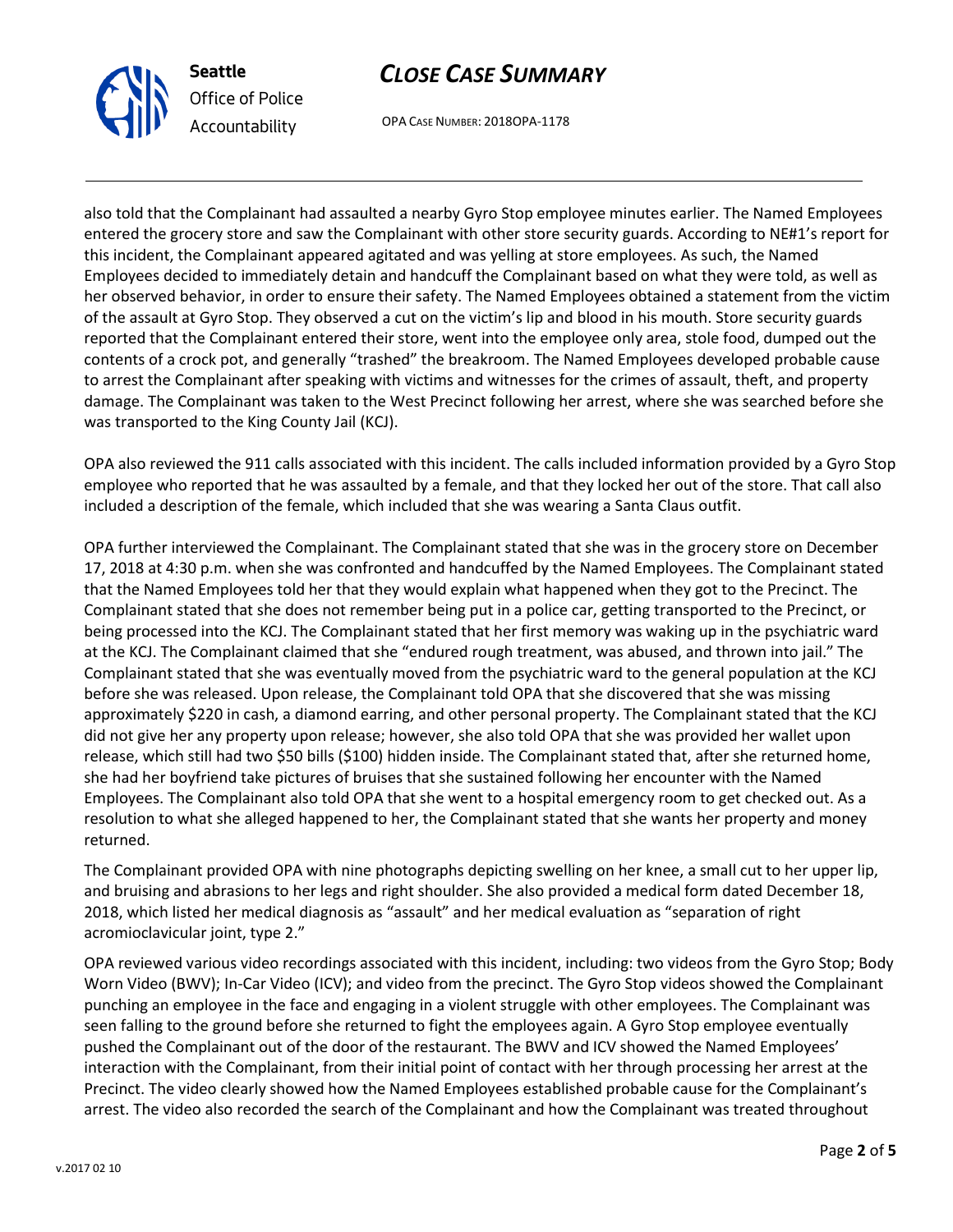also told that the Complainant had assaulted a nearby Gyro Stop employee minutes earlier. The Named Employees entered the grocery store and saw the Complainant with other store security guards. According to NE#1's report for this incident, the Complainant appeared agitated and was yelling at store employees. As such, the Named Employees decided to immediately detain and handcuff the Complainant based on what they were told, as well as her observed behavior, in order to ensure their safety. The Named Employees obtained a statement from the victim of the assault at Gyro Stop. They observed a cut on the victim's lip and blood in his mouth. Store security guards reported that the Complainant entered their store, went into the employee only area, stole food, dumped out the contents of a crock pot, and generally "trashed" the breakroom. The Named Employees developed probable cause to arrest the Complainant after speaking with victims and witnesses for the crimes of assault, theft, and property damage. The Complainant was taken to the West Precinct following her arrest, where she was searched before she was transported to the King County Jail (KCJ).

OPA also reviewed the 911 calls associated with this incident. The calls included information provided by a Gyro Stop employee who reported that he was assaulted by a female, and that they locked her out of the store. That call also included a description of the female, which included that she was wearing a Santa Claus outfit.

OPA further interviewed the Complainant. The Complainant stated that she was in the grocery store on December 17, 2018 at 4:30 p.m. when she was confronted and handcuffed by the Named Employees. The Complainant stated that the Named Employees told her that they would explain what happened when they got to the Precinct. The Complainant stated that she does not remember being put in a police car, getting transported to the Precinct, or being processed into the KCJ. The Complainant stated that her first memory was waking up in the psychiatric ward at the KCJ. The Complainant claimed that she "endured rough treatment, was abused, and thrown into jail." The Complainant stated that she was eventually moved from the psychiatric ward to the general population at the KCJ before she was released. Upon release, the Complainant told OPA that she discovered that she was missing approximately $220 in cash, a diamond earring, and other personal property. The Complainant stated that the KCJ did not give her any property upon release; however, she also told OPA that she was provided her wallet upon release, which still had two $50 bills ($100) hidden inside. The Complainant stated that, after she returned home, she had her boyfriend take pictures of bruises that she sustained following her encounter with the Named Employees. The Complainant also told OPA that she went to a hospital emergency room to get checked out. As a resolution to what she alleged happened to her, the Complainant stated that she wants her property and money returned.

The Complainant provided OPA with nine photographs depicting swelling on her knee, a small cut to her upper lip, and bruising and abrasions to her legs and right shoulder. She also provided a medical form dated December 18, 2018, which listed her medical diagnosis as "assault" and her medical evaluation as "separation of right acromioclavicular joint, type 2."

OPA reviewed various video recordings associated with this incident, including: two videos from the Gyro Stop; Body Worn Video (BWV); In-Car Video (ICV); and video from the precinct. The Gyro Stop videos showed the Complainant punching an employee in the face and engaging in a violent struggle with other employees. The Complainant was seen falling to the ground before she returned to fight the employees again. A Gyro Stop employee eventually pushed the Complainant out of the door of the restaurant. The BWV and ICV showed the Named Employees' interaction with the Complainant, from their initial point of contact with her through processing her arrest at the Precinct. The video clearly showed how the Named Employees established probable cause for the Complainant's arrest. The video also recorded the search of the Complainant and how the Complainant was treated throughout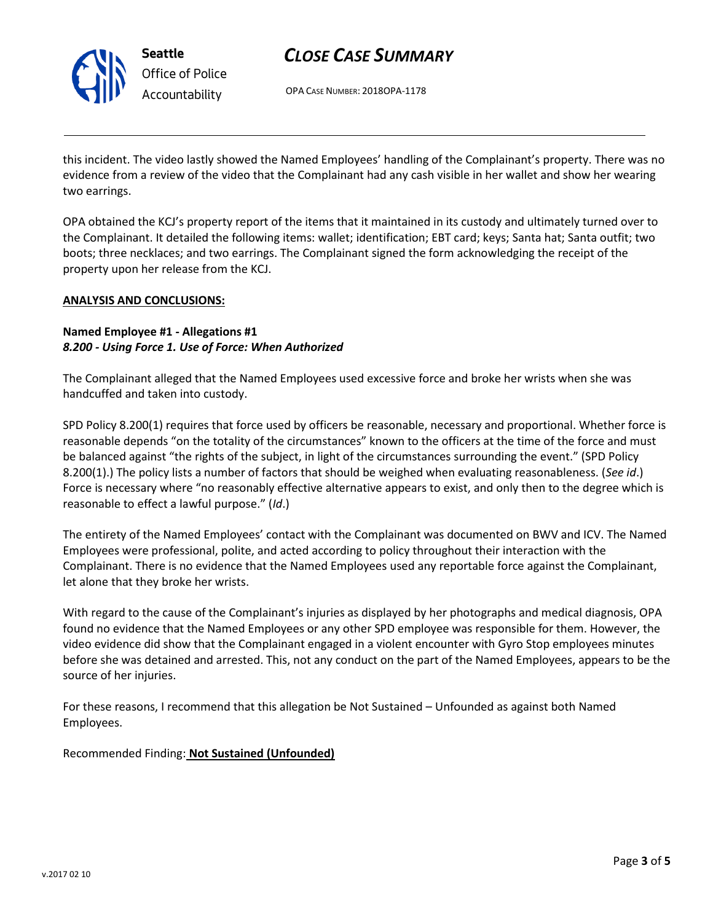this incident. The video lastly showed the Named Employees' handling of the Complainant's property. There was no evidence from a review of the video that the Complainant had any cash visible in her wallet and show her wearing two earrings.

OPA obtained the KCJ's property report of the items that it maintained in its custody and ultimately turned over to the Complainant. It detailed the following items: wallet; identification; EBT card; keys; Santa hat; Santa outfit; two boots; three necklaces; and two earrings. The Complainant signed the form acknowledging the receipt of the property upon her release from the KCJ.

**ANALYSIS AND CONCLUSIONS:**

**Named Employee #1 - Allegations #1**
***8.200 - Using Force 1. Use of Force: When Authorized***

The Complainant alleged that the Named Employees used excessive force and broke her wrists when she was handcuffed and taken into custody.

SPD Policy 8.200(1) requires that force used by officers be reasonable, necessary and proportional. Whether force is reasonable depends "on the totality of the circumstances" known to the officers at the time of the force and must be balanced against "the rights of the subject, in light of the circumstances surrounding the event." (SPD Policy 8.200(1).) The policy lists a number of factors that should be weighed when evaluating reasonableness. (*See id*.) Force is necessary where "no reasonably effective alternative appears to exist, and only then to the degree which is reasonable to effect a lawful purpose." (*Id*.)

The entirety of the Named Employees' contact with the Complainant was documented on BWV and ICV. The Named Employees were professional, polite, and acted according to policy throughout their interaction with the Complainant. There is no evidence that the Named Employees used any reportable force against the Complainant, let alone that they broke her wrists.

With regard to the cause of the Complainant's injuries as displayed by her photographs and medical diagnosis, OPA found no evidence that the Named Employees or any other SPD employee was responsible for them. However, the video evidence did show that the Complainant engaged in a violent encounter with Gyro Stop employees minutes before she was detained and arrested. This, not any conduct on the part of the Named Employees, appears to be the source of her injuries.

For these reasons, I recommend that this allegation be Not Sustained – Unfounded as against both Named Employees.

Recommended Finding: **Not Sustained (Unfounded)**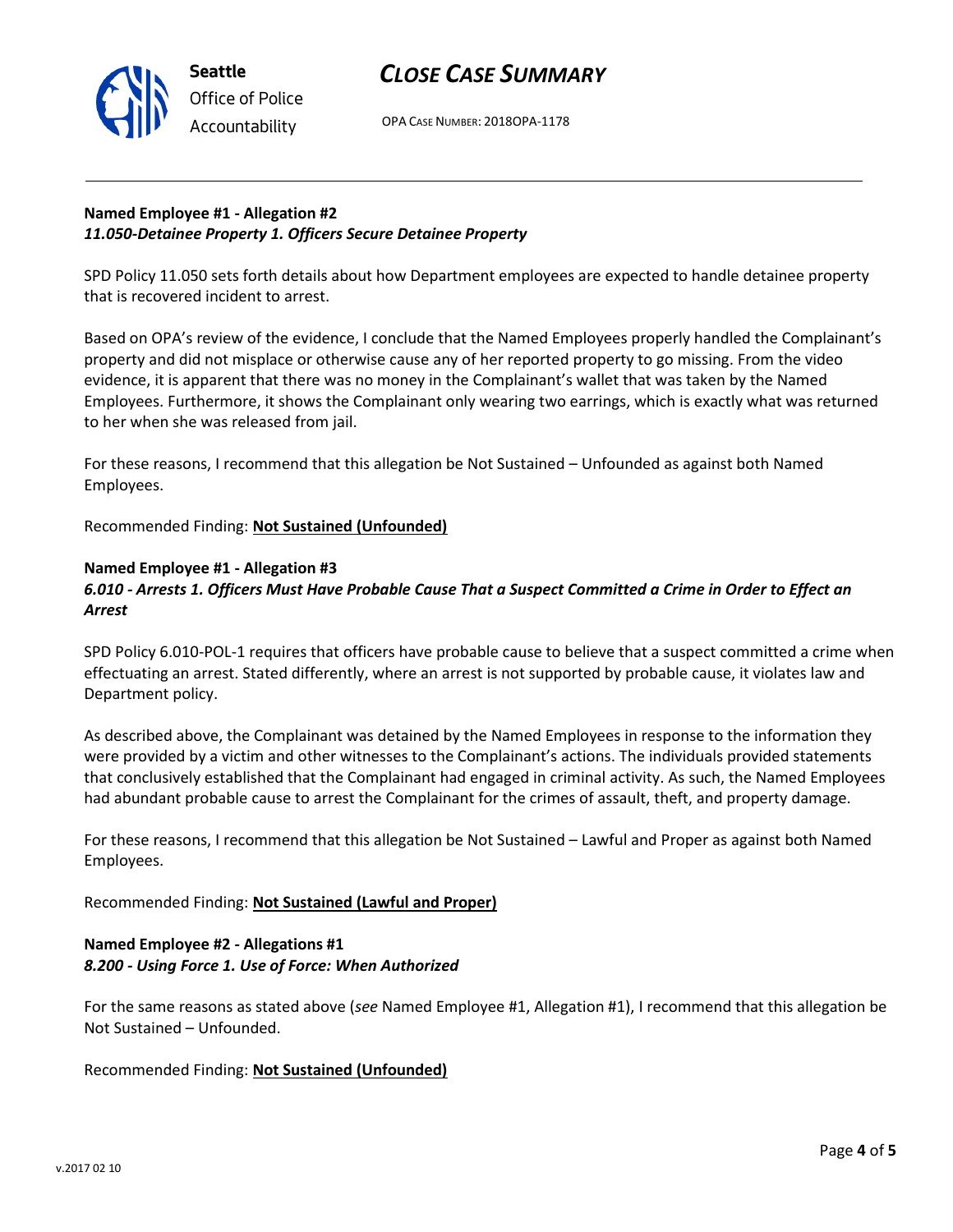**Named Employee #1 - Allegation #2**
***11.050-Detainee Property 1. Officers Secure Detainee Property***

SPD Policy 11.050 sets forth details about how Department employees are expected to handle detainee property that is recovered incident to arrest.

Based on OPA's review of the evidence, I conclude that the Named Employees properly handled the Complainant's property and did not misplace or otherwise cause any of her reported property to go missing. From the video evidence, it is apparent that there was no money in the Complainant's wallet that was taken by the Named Employees. Furthermore, it shows the Complainant only wearing two earrings, which is exactly what was returned to her when she was released from jail.

For these reasons, I recommend that this allegation be Not Sustained – Unfounded as against both Named Employees.

Recommended Finding: **Not Sustained (Unfounded)**

**Named Employee #1 - Allegation #3**
***6.010 - Arrests 1. Officers Must Have Probable Cause That a Suspect Committed a Crime in Order to Effect an Arrest***

SPD Policy 6.010-POL-1 requires that officers have probable cause to believe that a suspect committed a crime when effectuating an arrest. Stated differently, where an arrest is not supported by probable cause, it violates law and Department policy.

As described above, the Complainant was detained by the Named Employees in response to the information they were provided by a victim and other witnesses to the Complainant's actions. The individuals provided statements that conclusively established that the Complainant had engaged in criminal activity. As such, the Named Employees had abundant probable cause to arrest the Complainant for the crimes of assault, theft, and property damage.

For these reasons, I recommend that this allegation be Not Sustained – Lawful and Proper as against both Named Employees.

Recommended Finding: **Not Sustained (Lawful and Proper)**

**Named Employee #2 - Allegations #1**
***8.200 - Using Force 1. Use of Force: When Authorized***

For the same reasons as stated above (*see* Named Employee #1, Allegation #1), I recommend that this allegation be Not Sustained – Unfounded.

Recommended Finding: **Not Sustained (Unfounded)**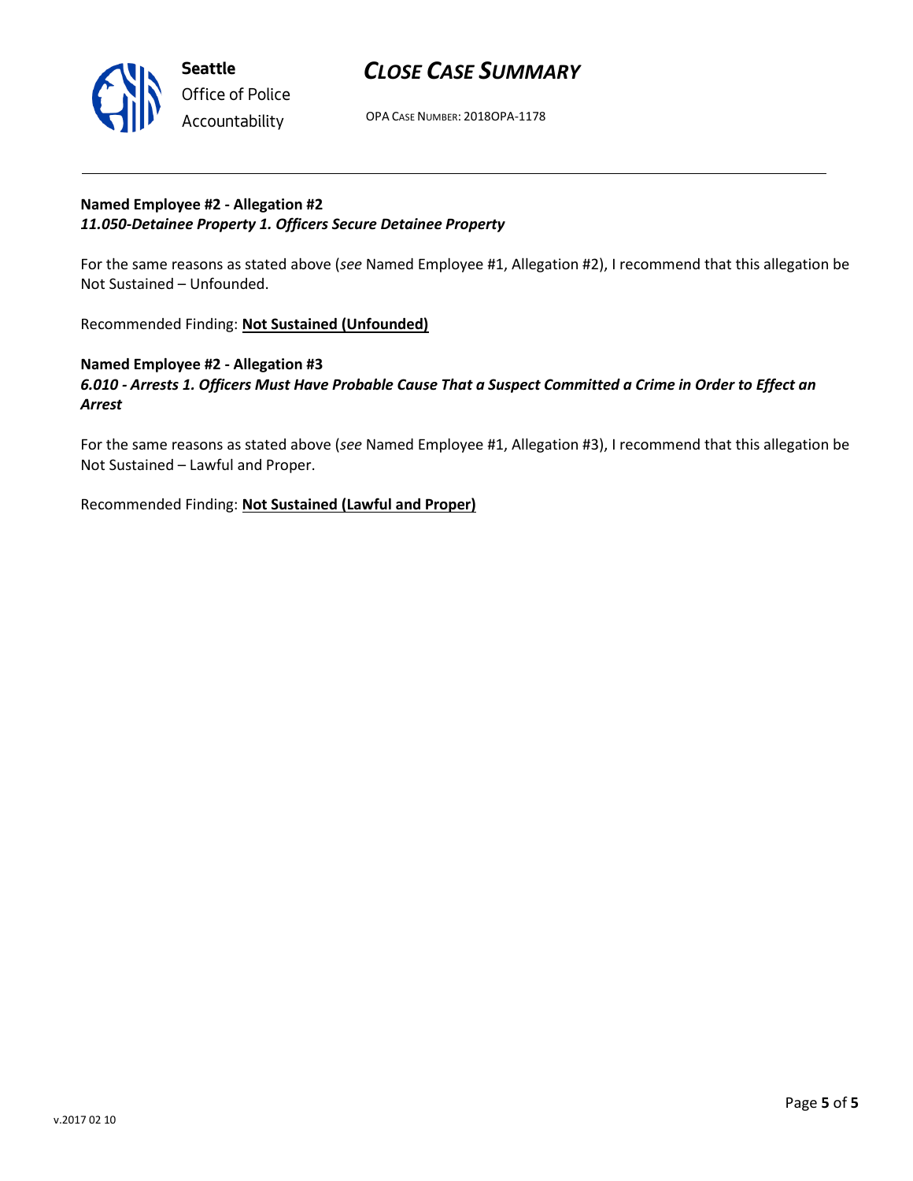**Named Employee #2 - Allegation #2**
***11.050-Detainee Property 1. Officers Secure Detainee Property***

For the same reasons as stated above (*see* Named Employee #1, Allegation #2), I recommend that this allegation be Not Sustained – Unfounded.

Recommended Finding: **Not Sustained (Unfounded)**

**Named Employee #2 - Allegation #3**
***6.010 - Arrests 1. Officers Must Have Probable Cause That a Suspect Committed a Crime in Order to Effect an Arrest***

For the same reasons as stated above (*see* Named Employee #1, Allegation #3), I recommend that this allegation be Not Sustained – Lawful and Proper.

Recommended Finding: **Not Sustained (Lawful and Proper)**